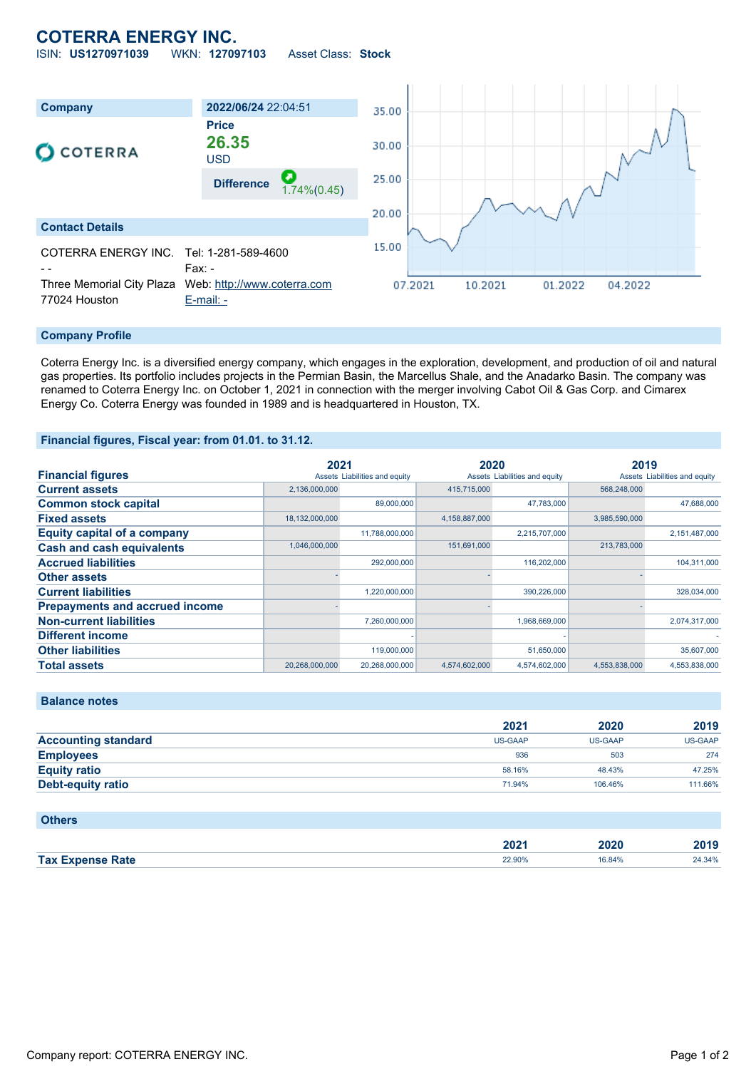# COTERRA ENERGY INC.

ISIN: **US1270971039** WKN: **127097103** Asset Class: **Stock**

| Company | 2022/06/24 22:04:51 |
|---|---|
| COTERRA | Price **26.35** USD |
| | Difference 1.74%(0.45) |

## Contact Details

COTERRA ENERGY INC.
- -
Three Memorial City Plaza
77024 Houston

Tel: 1-281-589-4600
Fax: -
Web: http://www.coterra.com
E-mail: -

## Company Profile

Coterra Energy Inc. is a diversified energy company, which engages in the exploration, development, and production of oil and natural gas properties. Its portfolio includes projects in the Permian Basin, the Marcellus Shale, and the Anadarko Basin. The company was renamed to Coterra Energy Inc. on October 1, 2021 in connection with the merger involving Cabot Oil & Gas Corp. and Cimarex Energy Co. Coterra Energy was founded in 1989 and is headquartered in Houston, TX.

## Financial figures, Fiscal year: from 01.01. to 31.12.

| Financial figures | 2021 Assets | 2021 Liabilities and equity | 2020 Assets | 2020 Liabilities and equity | 2019 Assets | 2019 Liabilities and equity |
|---|---|---|---|---|---|---|
| Current assets | 2,136,000,000 | | 415,715,000 | | 568,248,000 | |
| Common stock capital | | 89,000,000 | | 47,783,000 | | 47,688,000 |
| Fixed assets | 18,132,000,000 | | 4,158,887,000 | | 3,985,590,000 | |
| Equity capital of a company | | 11,788,000,000 | | 2,215,707,000 | | 2,151,487,000 |
| Cash and cash equivalents | 1,046,000,000 | | 151,691,000 | | 213,783,000 | |
| Accrued liabilities | | 292,000,000 | | 116,202,000 | | 104,311,000 |
| Other assets | - | | - | | - | |
| Current liabilities | | 1,220,000,000 | | 390,226,000 | | 328,034,000 |
| Prepayments and accrued income | - | | - | | - | |
| Non-current liabilities | | 7,260,000,000 | | 1,968,669,000 | | 2,074,317,000 |
| Different income | | - | | - | | - |
| Other liabilities | | 119,000,000 | | 51,650,000 | | 35,607,000 |
| Total assets | 20,268,000,000 | 20,268,000,000 | 4,574,602,000 | 4,574,602,000 | 4,553,838,000 | 4,553,838,000 |

## Balance notes

| | 2021 | 2020 | 2019 |
|---|---|---|---|
| Accounting standard | US-GAAP | US-GAAP | US-GAAP |
| Employees | 936 | 503 | 274 |
| Equity ratio | 58.16% | 48.43% | 47.25% |
| Debt-equity ratio | 71.94% | 106.46% | 111.66% |

## Others

| | 2021 | 2020 | 2019 |
|---|---|---|---|
| Tax Expense Rate | 22.90% | 16.84% | 24.34% |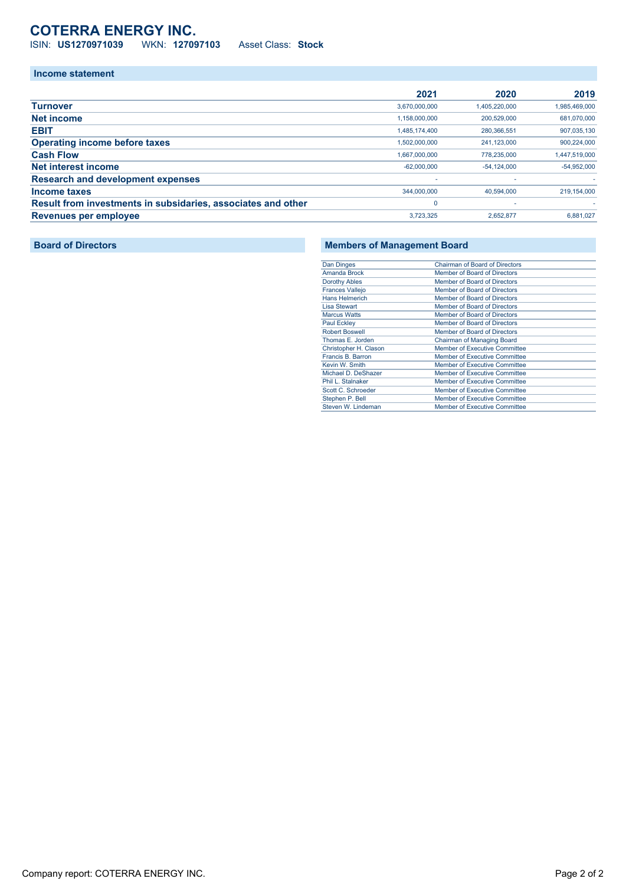# COTERRA ENERGY INC.

ISIN: **US1270971039** WKN: **127097103** Asset Class: **Stock**

## Income statement

| | 2021 | 2020 | 2019 |
|---|---|---|---|
| **Turnover** | 3,670,000,000 | 1,405,220,000 | 1,985,469,000 |
| **Net income** | 1,158,000,000 | 200,529,000 | 681,070,000 |
| **EBIT** | 1,485,174,400 | 280,366,551 | 907,035,130 |
| **Operating income before taxes** | 1,502,000,000 | 241,123,000 | 900,224,000 |
| **Cash Flow** | 1,667,000,000 | 778,235,000 | 1,447,519,000 |
| **Net interest income** | -62,000,000 | -54,124,000 | -54,952,000 |
| **Research and development expenses** | - | - | - |
| **Income taxes** | 344,000,000 | 40,594,000 | 219,154,000 |
| **Result from investments in subsidaries, associates and other** | 0 | - | - |
| **Revenues per employee** | 3,723,325 | 2,652,877 | 6,881,027 |

## Board of Directors

## Members of Management Board

| | |
|---|---|
| Dan Dinges | Chairman of Board of Directors |
| Amanda Brock | Member of Board of Directors |
| Dorothy Ables | Member of Board of Directors |
| Frances Vallejo | Member of Board of Directors |
| Hans Helmerich | Member of Board of Directors |
| Lisa Stewart | Member of Board of Directors |
| Marcus Watts | Member of Board of Directors |
| Paul Eckley | Member of Board of Directors |
| Robert Boswell | Member of Board of Directors |
| Thomas E. Jorden | Chairman of Managing Board |
| Christopher H. Clason | Member of Executive Committee |
| Francis B. Barron | Member of Executive Committee |
| Kevin W. Smith | Member of Executive Committee |
| Michael D. DeShazer | Member of Executive Committee |
| Phil L. Stalnaker | Member of Executive Committee |
| Scott C. Schroeder | Member of Executive Committee |
| Stephen P. Bell | Member of Executive Committee |
| Steven W. Lindeman | Member of Executive Committee |